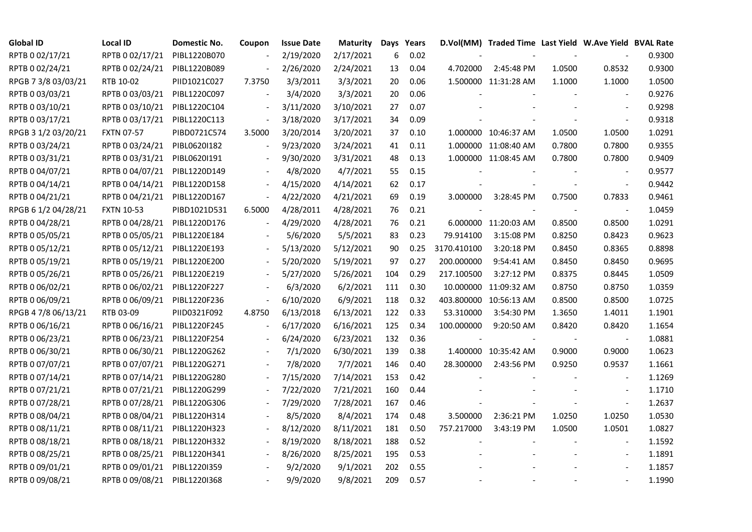| Global ID | Local ID | Domestic No. | Coupon | Issue Date | Maturity | Days | Years | D.Vol(MM) | Traded Time | Last Yield | W.Ave Yield | BVAL Rate |
|---|---|---|---|---|---|---|---|---|---|---|---|---|
| RPTB 0 02/17/21 | RPTB 0 02/17/21 | PIBL1220B070 | - | 2/19/2020 | 2/17/2021 | 6 | 0.02 | - | - | - | - | 0.9300 |
| RPTB 0 02/24/21 | RPTB 0 02/24/21 | PIBL1220B089 | - | 2/26/2020 | 2/24/2021 | 13 | 0.04 | 4.702000 | 2:45:48 PM | 1.0500 | 0.8532 | 0.9300 |
| RPGB 7 3/8 03/03/21 | RTB 10-02 | PIID1021C027 | 7.3750 | 3/3/2011 | 3/3/2021 | 20 | 0.06 | 1.500000 | 11:31:28 AM | 1.1000 | 1.1000 | 1.0500 |
| RPTB 0 03/03/21 | RPTB 0 03/03/21 | PIBL1220C097 | - | 3/4/2020 | 3/3/2021 | 20 | 0.06 | - | - | - | - | 0.9276 |
| RPTB 0 03/10/21 | RPTB 0 03/10/21 | PIBL1220C104 | - | 3/11/2020 | 3/10/2021 | 27 | 0.07 | - | - | - | - | 0.9298 |
| RPTB 0 03/17/21 | RPTB 0 03/17/21 | PIBL1220C113 | - | 3/18/2020 | 3/17/2021 | 34 | 0.09 | - | - | - | - | 0.9318 |
| RPGB 3 1/2 03/20/21 | FXTN 07-57 | PIBD0721C574 | 3.5000 | 3/20/2014 | 3/20/2021 | 37 | 0.10 | 1.000000 | 10:46:37 AM | 1.0500 | 1.0500 | 1.0291 |
| RPTB 0 03/24/21 | RPTB 0 03/24/21 | PIBL0620I182 | - | 9/23/2020 | 3/24/2021 | 41 | 0.11 | 1.000000 | 11:08:40 AM | 0.7800 | 0.7800 | 0.9355 |
| RPTB 0 03/31/21 | RPTB 0 03/31/21 | PIBL0620I191 | - | 9/30/2020 | 3/31/2021 | 48 | 0.13 | 1.000000 | 11:08:45 AM | 0.7800 | 0.7800 | 0.9409 |
| RPTB 0 04/07/21 | RPTB 0 04/07/21 | PIBL1220D149 | - | 4/8/2020 | 4/7/2021 | 55 | 0.15 | - | - | - | - | 0.9577 |
| RPTB 0 04/14/21 | RPTB 0 04/14/21 | PIBL1220D158 | - | 4/15/2020 | 4/14/2021 | 62 | 0.17 | - | - | - | - | 0.9442 |
| RPTB 0 04/21/21 | RPTB 0 04/21/21 | PIBL1220D167 | - | 4/22/2020 | 4/21/2021 | 69 | 0.19 | 3.000000 | 3:28:45 PM | 0.7500 | 0.7833 | 0.9461 |
| RPGB 6 1/2 04/28/21 | FXTN 10-53 | PIBD1021D531 | 6.5000 | 4/28/2011 | 4/28/2021 | 76 | 0.21 | - | - | - | - | 1.0459 |
| RPTB 0 04/28/21 | RPTB 0 04/28/21 | PIBL1220D176 | - | 4/29/2020 | 4/28/2021 | 76 | 0.21 | 6.000000 | 11:20:03 AM | 0.8500 | 0.8500 | 1.0291 |
| RPTB 0 05/05/21 | RPTB 0 05/05/21 | PIBL1220E184 | - | 5/6/2020 | 5/5/2021 | 83 | 0.23 | 79.914100 | 3:15:08 PM | 0.8250 | 0.8423 | 0.9623 |
| RPTB 0 05/12/21 | RPTB 0 05/12/21 | PIBL1220E193 | - | 5/13/2020 | 5/12/2021 | 90 | 0.25 | 3170.410100 | 3:20:18 PM | 0.8450 | 0.8365 | 0.8898 |
| RPTB 0 05/19/21 | RPTB 0 05/19/21 | PIBL1220E200 | - | 5/20/2020 | 5/19/2021 | 97 | 0.27 | 200.000000 | 9:54:41 AM | 0.8450 | 0.8450 | 0.9695 |
| RPTB 0 05/26/21 | RPTB 0 05/26/21 | PIBL1220E219 | - | 5/27/2020 | 5/26/2021 | 104 | 0.29 | 217.100500 | 3:27:12 PM | 0.8375 | 0.8445 | 1.0509 |
| RPTB 0 06/02/21 | RPTB 0 06/02/21 | PIBL1220F227 | - | 6/3/2020 | 6/2/2021 | 111 | 0.30 | 10.000000 | 11:09:32 AM | 0.8750 | 0.8750 | 1.0359 |
| RPTB 0 06/09/21 | RPTB 0 06/09/21 | PIBL1220F236 | - | 6/10/2020 | 6/9/2021 | 118 | 0.32 | 403.800000 | 10:56:13 AM | 0.8500 | 0.8500 | 1.0725 |
| RPGB 4 7/8 06/13/21 | RTB 03-09 | PIID0321F092 | 4.8750 | 6/13/2018 | 6/13/2021 | 122 | 0.33 | 53.310000 | 3:54:30 PM | 1.3650 | 1.4011 | 1.1901 |
| RPTB 0 06/16/21 | RPTB 0 06/16/21 | PIBL1220F245 | - | 6/17/2020 | 6/16/2021 | 125 | 0.34 | 100.000000 | 9:20:50 AM | 0.8420 | 0.8420 | 1.1654 |
| RPTB 0 06/23/21 | RPTB 0 06/23/21 | PIBL1220F254 | - | 6/24/2020 | 6/23/2021 | 132 | 0.36 | - | - | - | - | 1.0881 |
| RPTB 0 06/30/21 | RPTB 0 06/30/21 | PIBL1220G262 | - | 7/1/2020 | 6/30/2021 | 139 | 0.38 | 1.400000 | 10:35:42 AM | 0.9000 | 0.9000 | 1.0623 |
| RPTB 0 07/07/21 | RPTB 0 07/07/21 | PIBL1220G271 | - | 7/8/2020 | 7/7/2021 | 146 | 0.40 | 28.300000 | 2:43:56 PM | 0.9250 | 0.9537 | 1.1661 |
| RPTB 0 07/14/21 | RPTB 0 07/14/21 | PIBL1220G280 | - | 7/15/2020 | 7/14/2021 | 153 | 0.42 | - | - | - | - | 1.1269 |
| RPTB 0 07/21/21 | RPTB 0 07/21/21 | PIBL1220G299 | - | 7/22/2020 | 7/21/2021 | 160 | 0.44 | - | - | - | - | 1.1710 |
| RPTB 0 07/28/21 | RPTB 0 07/28/21 | PIBL1220G306 | - | 7/29/2020 | 7/28/2021 | 167 | 0.46 | - | - | - | - | 1.2637 |
| RPTB 0 08/04/21 | RPTB 0 08/04/21 | PIBL1220H314 | - | 8/5/2020 | 8/4/2021 | 174 | 0.48 | 3.500000 | 2:36:21 PM | 1.0250 | 1.0250 | 1.0530 |
| RPTB 0 08/11/21 | RPTB 0 08/11/21 | PIBL1220H323 | - | 8/12/2020 | 8/11/2021 | 181 | 0.50 | 757.217000 | 3:43:19 PM | 1.0500 | 1.0501 | 1.0827 |
| RPTB 0 08/18/21 | RPTB 0 08/18/21 | PIBL1220H332 | - | 8/19/2020 | 8/18/2021 | 188 | 0.52 | - | - | - | - | 1.1592 |
| RPTB 0 08/25/21 | RPTB 0 08/25/21 | PIBL1220H341 | - | 8/26/2020 | 8/25/2021 | 195 | 0.53 | - | - | - | - | 1.1891 |
| RPTB 0 09/01/21 | RPTB 0 09/01/21 | PIBL1220I359 | - | 9/2/2020 | 9/1/2021 | 202 | 0.55 | - | - | - | - | 1.1857 |
| RPTB 0 09/08/21 | RPTB 0 09/08/21 | PIBL1220I368 | - | 9/9/2020 | 9/8/2021 | 209 | 0.57 | - | - | - | - | 1.1990 |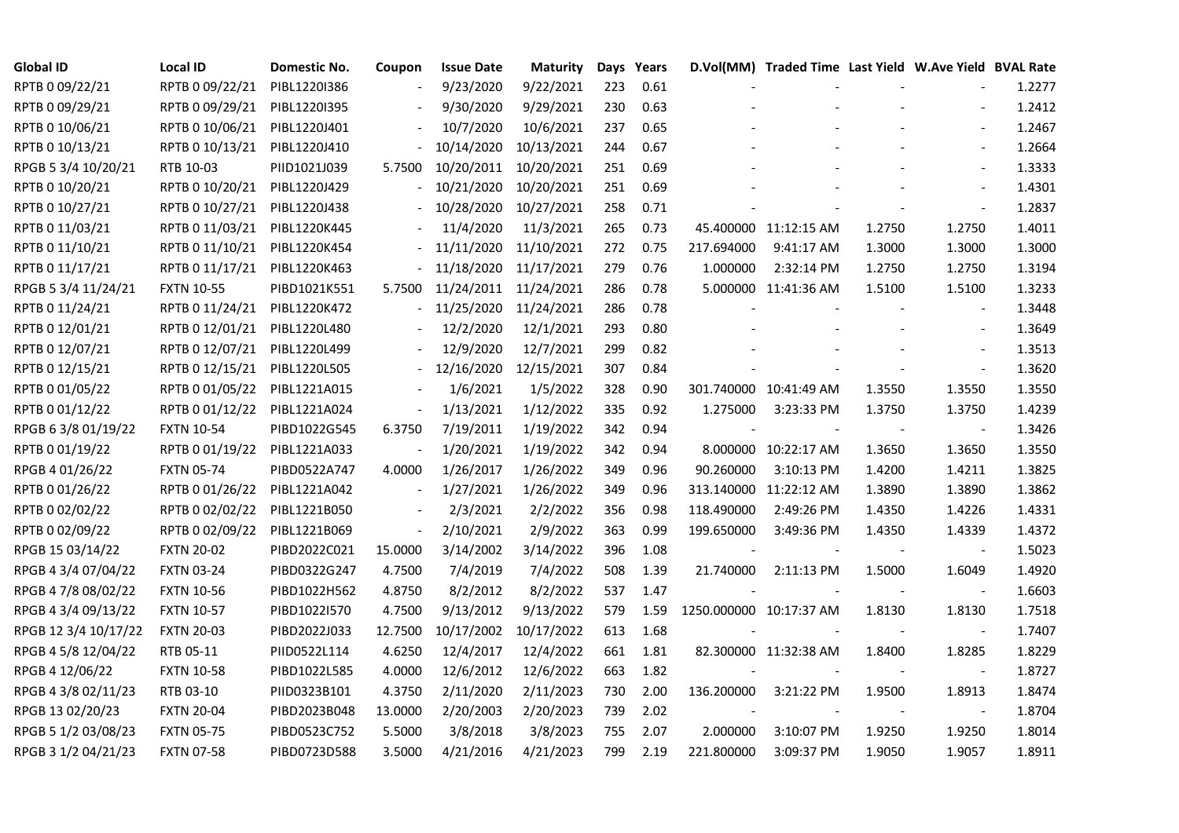| Global ID | Local ID | Domestic No. | Coupon | Issue Date | Maturity | Days | Years | D.Vol(MM) | Traded Time | Last Yield | W.Ave Yield | BVAL Rate |
|---|---|---|---|---|---|---|---|---|---|---|---|---|
| RPTB 0 09/22/21 | RPTB 0 09/22/21 | PIBL1220I386 | - | 9/23/2020 | 9/22/2021 | 223 | 0.61 | - | - | - | - | 1.2277 |
| RPTB 0 09/29/21 | RPTB 0 09/29/21 | PIBL1220I395 | - | 9/30/2020 | 9/29/2021 | 230 | 0.63 | - | - | - | - | 1.2412 |
| RPTB 0 10/06/21 | RPTB 0 10/06/21 | PIBL1220J401 | - | 10/7/2020 | 10/6/2021 | 237 | 0.65 | - | - | - | - | 1.2467 |
| RPTB 0 10/13/21 | RPTB 0 10/13/21 | PIBL1220J410 | - | 10/14/2020 | 10/13/2021 | 244 | 0.67 | - | - | - | - | 1.2664 |
| RPGB 5 3/4 10/20/21 | RTB 10-03 | PIID1021J039 | 5.7500 | 10/20/2011 | 10/20/2021 | 251 | 0.69 | - | - | - | - | 1.3333 |
| RPTB 0 10/20/21 | RPTB 0 10/20/21 | PIBL1220J429 | - | 10/21/2020 | 10/20/2021 | 251 | 0.69 | - | - | - | - | 1.4301 |
| RPTB 0 10/27/21 | RPTB 0 10/27/21 | PIBL1220J438 | - | 10/28/2020 | 10/27/2021 | 258 | 0.71 | - | - | - | - | 1.2837 |
| RPTB 0 11/03/21 | RPTB 0 11/03/21 | PIBL1220K445 | - | 11/4/2020 | 11/3/2021 | 265 | 0.73 | 45.400000 | 11:12:15 AM | 1.2750 | 1.2750 | 1.4011 |
| RPTB 0 11/10/21 | RPTB 0 11/10/21 | PIBL1220K454 | - | 11/11/2020 | 11/10/2021 | 272 | 0.75 | 217.694000 | 9:41:17 AM | 1.3000 | 1.3000 | 1.3000 |
| RPTB 0 11/17/21 | RPTB 0 11/17/21 | PIBL1220K463 | - | 11/18/2020 | 11/17/2021 | 279 | 0.76 | 1.000000 | 2:32:14 PM | 1.2750 | 1.2750 | 1.3194 |
| RPGB 5 3/4 11/24/21 | FXTN 10-55 | PIBD1021K551 | 5.7500 | 11/24/2011 | 11/24/2021 | 286 | 0.78 | 5.000000 | 11:41:36 AM | 1.5100 | 1.5100 | 1.3233 |
| RPTB 0 11/24/21 | RPTB 0 11/24/21 | PIBL1220K472 | - | 11/25/2020 | 11/24/2021 | 286 | 0.78 | - | - | - | - | 1.3448 |
| RPTB 0 12/01/21 | RPTB 0 12/01/21 | PIBL1220L480 | - | 12/2/2020 | 12/1/2021 | 293 | 0.80 | - | - | - | - | 1.3649 |
| RPTB 0 12/07/21 | RPTB 0 12/07/21 | PIBL1220L499 | - | 12/9/2020 | 12/7/2021 | 299 | 0.82 | - | - | - | - | 1.3513 |
| RPTB 0 12/15/21 | RPTB 0 12/15/21 | PIBL1220L505 | - | 12/16/2020 | 12/15/2021 | 307 | 0.84 | - | - | - | - | 1.3620 |
| RPTB 0 01/05/22 | RPTB 0 01/05/22 | PIBL1221A015 | - | 1/6/2021 | 1/5/2022 | 328 | 0.90 | 301.740000 | 10:41:49 AM | 1.3550 | 1.3550 | 1.3550 |
| RPTB 0 01/12/22 | RPTB 0 01/12/22 | PIBL1221A024 | - | 1/13/2021 | 1/12/2022 | 335 | 0.92 | 1.275000 | 3:23:33 PM | 1.3750 | 1.3750 | 1.4239 |
| RPGB 6 3/8 01/19/22 | FXTN 10-54 | PIBD1022G545 | 6.3750 | 7/19/2011 | 1/19/2022 | 342 | 0.94 | - | - | - | - | 1.3426 |
| RPTB 0 01/19/22 | RPTB 0 01/19/22 | PIBL1221A033 | - | 1/20/2021 | 1/19/2022 | 342 | 0.94 | 8.000000 | 10:22:17 AM | 1.3650 | 1.3650 | 1.3550 |
| RPGB 4 01/26/22 | FXTN 05-74 | PIBD0522A747 | 4.0000 | 1/26/2017 | 1/26/2022 | 349 | 0.96 | 90.260000 | 3:10:13 PM | 1.4200 | 1.4211 | 1.3825 |
| RPTB 0 01/26/22 | RPTB 0 01/26/22 | PIBL1221A042 | - | 1/27/2021 | 1/26/2022 | 349 | 0.96 | 313.140000 | 11:22:12 AM | 1.3890 | 1.3890 | 1.3862 |
| RPTB 0 02/02/22 | RPTB 0 02/02/22 | PIBL1221B050 | - | 2/3/2021 | 2/2/2022 | 356 | 0.98 | 118.490000 | 2:49:26 PM | 1.4350 | 1.4226 | 1.4331 |
| RPTB 0 02/09/22 | RPTB 0 02/09/22 | PIBL1221B069 | - | 2/10/2021 | 2/9/2022 | 363 | 0.99 | 199.650000 | 3:49:36 PM | 1.4350 | 1.4339 | 1.4372 |
| RPGB 15 03/14/22 | FXTN 20-02 | PIBD2022C021 | 15.0000 | 3/14/2002 | 3/14/2022 | 396 | 1.08 | - | - | - | - | 1.5023 |
| RPGB 4 3/4 07/04/22 | FXTN 03-24 | PIBD0322G247 | 4.7500 | 7/4/2019 | 7/4/2022 | 508 | 1.39 | 21.740000 | 2:11:13 PM | 1.5000 | 1.6049 | 1.4920 |
| RPGB 4 7/8 08/02/22 | FXTN 10-56 | PIBD1022H562 | 4.8750 | 8/2/2012 | 8/2/2022 | 537 | 1.47 | - | - | - | - | 1.6603 |
| RPGB 4 3/4 09/13/22 | FXTN 10-57 | PIBD1022I570 | 4.7500 | 9/13/2012 | 9/13/2022 | 579 | 1.59 | 1250.000000 | 10:17:37 AM | 1.8130 | 1.8130 | 1.7518 |
| RPGB 12 3/4 10/17/22 | FXTN 20-03 | PIBD2022J033 | 12.7500 | 10/17/2002 | 10/17/2022 | 613 | 1.68 | - | - | - | - | 1.7407 |
| RPGB 4 5/8 12/04/22 | RTB 05-11 | PIID0522L114 | 4.6250 | 12/4/2017 | 12/4/2022 | 661 | 1.81 | 82.300000 | 11:32:38 AM | 1.8400 | 1.8285 | 1.8229 |
| RPGB 4 12/06/22 | FXTN 10-58 | PIBD1022L585 | 4.0000 | 12/6/2012 | 12/6/2022 | 663 | 1.82 | - | - | - | - | 1.8727 |
| RPGB 4 3/8 02/11/23 | RTB 03-10 | PIID0323B101 | 4.3750 | 2/11/2020 | 2/11/2023 | 730 | 2.00 | 136.200000 | 3:21:22 PM | 1.9500 | 1.8913 | 1.8474 |
| RPGB 13 02/20/23 | FXTN 20-04 | PIBD2023B048 | 13.0000 | 2/20/2003 | 2/20/2023 | 739 | 2.02 | - | - | - | - | 1.8704 |
| RPGB 5 1/2 03/08/23 | FXTN 05-75 | PIBD0523C752 | 5.5000 | 3/8/2018 | 3/8/2023 | 755 | 2.07 | 2.000000 | 3:10:07 PM | 1.9250 | 1.9250 | 1.8014 |
| RPGB 3 1/2 04/21/23 | FXTN 07-58 | PIBD0723D588 | 3.5000 | 4/21/2016 | 4/21/2023 | 799 | 2.19 | 221.800000 | 3:09:37 PM | 1.9050 | 1.9057 | 1.8911 |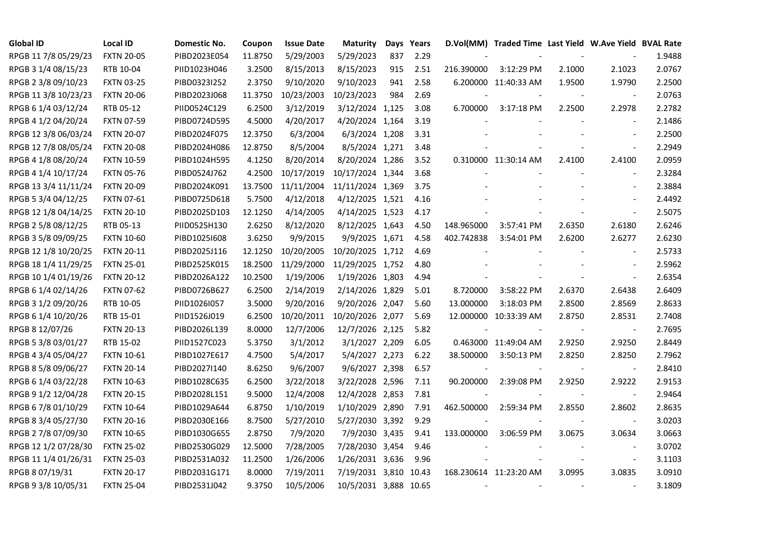| Global ID | Local ID | Domestic No. | Coupon | Issue Date | Maturity | Days | Years | D.Vol(MM) | Traded Time | Last Yield | W.Ave Yield | BVAL Rate |
|---|---|---|---|---|---|---|---|---|---|---|---|---|
| RPGB 11 7/8 05/29/23 | FXTN 20-05 | PIBD2023E054 | 11.8750 | 5/29/2003 | 5/29/2023 | 837 | 2.29 | - | - | - | - | 1.9488 |
| RPGB 3 1/4 08/15/23 | RTB 10-04 | PIID1023H046 | 3.2500 | 8/15/2013 | 8/15/2023 | 915 | 2.51 | 216.390000 | 3:12:29 PM | 2.1000 | 2.1023 | 2.0767 |
| RPGB 2 3/8 09/10/23 | FXTN 03-25 | PIBD0323I252 | 2.3750 | 9/10/2020 | 9/10/2023 | 941 | 2.58 | 6.200000 | 11:40:33 AM | 1.9500 | 1.9790 | 2.2500 |
| RPGB 11 3/8 10/23/23 | FXTN 20-06 | PIBD2023J068 | 11.3750 | 10/23/2003 | 10/23/2023 | 984 | 2.69 | - | - | - | - | 2.0763 |
| RPGB 6 1/4 03/12/24 | RTB 05-12 | PIID0524C129 | 6.2500 | 3/12/2019 | 3/12/2024 | 1,125 | 3.08 | 6.700000 | 3:17:18 PM | 2.2500 | 2.2978 | 2.2782 |
| RPGB 4 1/2 04/20/24 | FXTN 07-59 | PIBD0724D595 | 4.5000 | 4/20/2017 | 4/20/2024 | 1,164 | 3.19 | - | - | - | - | 2.1486 |
| RPGB 12 3/8 06/03/24 | FXTN 20-07 | PIBD2024F075 | 12.3750 | 6/3/2004 | 6/3/2024 | 1,208 | 3.31 | - | - | - | - | 2.2500 |
| RPGB 12 7/8 08/05/24 | FXTN 20-08 | PIBD2024H086 | 12.8750 | 8/5/2004 | 8/5/2024 | 1,271 | 3.48 | - | - | - | - | 2.2949 |
| RPGB 4 1/8 08/20/24 | FXTN 10-59 | PIBD1024H595 | 4.1250 | 8/20/2014 | 8/20/2024 | 1,286 | 3.52 | 0.310000 | 11:30:14 AM | 2.4100 | 2.4100 | 2.0959 |
| RPGB 4 1/4 10/17/24 | FXTN 05-76 | PIBD0524J762 | 4.2500 | 10/17/2019 | 10/17/2024 | 1,344 | 3.68 | - | - | - | - | 2.3284 |
| RPGB 13 3/4 11/11/24 | FXTN 20-09 | PIBD2024K091 | 13.7500 | 11/11/2004 | 11/11/2024 | 1,369 | 3.75 | - | - | - | - | 2.3884 |
| RPGB 5 3/4 04/12/25 | FXTN 07-61 | PIBD0725D618 | 5.7500 | 4/12/2018 | 4/12/2025 | 1,521 | 4.16 | - | - | - | - | 2.4492 |
| RPGB 12 1/8 04/14/25 | FXTN 20-10 | PIBD2025D103 | 12.1250 | 4/14/2005 | 4/14/2025 | 1,523 | 4.17 | - | - | - | - | 2.5075 |
| RPGB 2 5/8 08/12/25 | RTB 05-13 | PIID0525H130 | 2.6250 | 8/12/2020 | 8/12/2025 | 1,643 | 4.50 | 148.965000 | 3:57:41 PM | 2.6350 | 2.6180 | 2.6246 |
| RPGB 3 5/8 09/09/25 | FXTN 10-60 | PIBD1025I608 | 3.6250 | 9/9/2015 | 9/9/2025 | 1,671 | 4.58 | 402.742838 | 3:54:01 PM | 2.6200 | 2.6277 | 2.6230 |
| RPGB 12 1/8 10/20/25 | FXTN 20-11 | PIBD2025J116 | 12.1250 | 10/20/2005 | 10/20/2025 | 1,712 | 4.69 | - | - | - | - | 2.5733 |
| RPGB 18 1/4 11/29/25 | FXTN 25-01 | PIBD2525K015 | 18.2500 | 11/29/2000 | 11/29/2025 | 1,752 | 4.80 | - | - | - | - | 2.5962 |
| RPGB 10 1/4 01/19/26 | FXTN 20-12 | PIBD2026A122 | 10.2500 | 1/19/2006 | 1/19/2026 | 1,803 | 4.94 | - | - | - | - | 2.6354 |
| RPGB 6 1/4 02/14/26 | FXTN 07-62 | PIBD0726B627 | 6.2500 | 2/14/2019 | 2/14/2026 | 1,829 | 5.01 | 8.720000 | 3:58:22 PM | 2.6370 | 2.6438 | 2.6409 |
| RPGB 3 1/2 09/20/26 | RTB 10-05 | PIID1026I057 | 3.5000 | 9/20/2016 | 9/20/2026 | 2,047 | 5.60 | 13.000000 | 3:18:03 PM | 2.8500 | 2.8569 | 2.8633 |
| RPGB 6 1/4 10/20/26 | RTB 15-01 | PIID1526J019 | 6.2500 | 10/20/2011 | 10/20/2026 | 2,077 | 5.69 | 12.000000 | 10:33:39 AM | 2.8750 | 2.8531 | 2.7408 |
| RPGB 8 12/07/26 | FXTN 20-13 | PIBD2026L139 | 8.0000 | 12/7/2006 | 12/7/2026 | 2,125 | 5.82 | - | - | - | - | 2.7695 |
| RPGB 5 3/8 03/01/27 | RTB 15-02 | PIID1527C023 | 5.3750 | 3/1/2012 | 3/1/2027 | 2,209 | 6.05 | 0.463000 | 11:49:04 AM | 2.9250 | 2.9250 | 2.8449 |
| RPGB 4 3/4 05/04/27 | FXTN 10-61 | PIBD1027E617 | 4.7500 | 5/4/2017 | 5/4/2027 | 2,273 | 6.22 | 38.500000 | 3:50:13 PM | 2.8250 | 2.8250 | 2.7962 |
| RPGB 8 5/8 09/06/27 | FXTN 20-14 | PIBD2027I140 | 8.6250 | 9/6/2007 | 9/6/2027 | 2,398 | 6.57 | - | - | - | - | 2.8410 |
| RPGB 6 1/4 03/22/28 | FXTN 10-63 | PIBD1028C635 | 6.2500 | 3/22/2018 | 3/22/2028 | 2,596 | 7.11 | 90.200000 | 2:39:08 PM | 2.9250 | 2.9222 | 2.9153 |
| RPGB 9 1/2 12/04/28 | FXTN 20-15 | PIBD2028L151 | 9.5000 | 12/4/2008 | 12/4/2028 | 2,853 | 7.81 | - | - | - | - | 2.9464 |
| RPGB 6 7/8 01/10/29 | FXTN 10-64 | PIBD1029A644 | 6.8750 | 1/10/2019 | 1/10/2029 | 2,890 | 7.91 | 462.500000 | 2:59:34 PM | 2.8550 | 2.8602 | 2.8635 |
| RPGB 8 3/4 05/27/30 | FXTN 20-16 | PIBD2030E166 | 8.7500 | 5/27/2010 | 5/27/2030 | 3,392 | 9.29 | - | - | - | - | 3.0203 |
| RPGB 2 7/8 07/09/30 | FXTN 10-65 | PIBD1030G655 | 2.8750 | 7/9/2020 | 7/9/2030 | 3,435 | 9.41 | 133.000000 | 3:06:59 PM | 3.0675 | 3.0634 | 3.0663 |
| RPGB 12 1/2 07/28/30 | FXTN 25-02 | PIBD2530G029 | 12.5000 | 7/28/2005 | 7/28/2030 | 3,454 | 9.46 | - | - | - | - | 3.0702 |
| RPGB 11 1/4 01/26/31 | FXTN 25-03 | PIBD2531A032 | 11.2500 | 1/26/2006 | 1/26/2031 | 3,636 | 9.96 | - | - | - | - | 3.1103 |
| RPGB 8 07/19/31 | FXTN 20-17 | PIBD2031G171 | 8.0000 | 7/19/2011 | 7/19/2031 | 3,810 | 10.43 | 168.230614 | 11:23:20 AM | 3.0995 | 3.0835 | 3.0910 |
| RPGB 9 3/8 10/05/31 | FXTN 25-04 | PIBD2531J042 | 9.3750 | 10/5/2006 | 10/5/2031 | 3,888 | 10.65 | - | - | - | - | 3.1809 |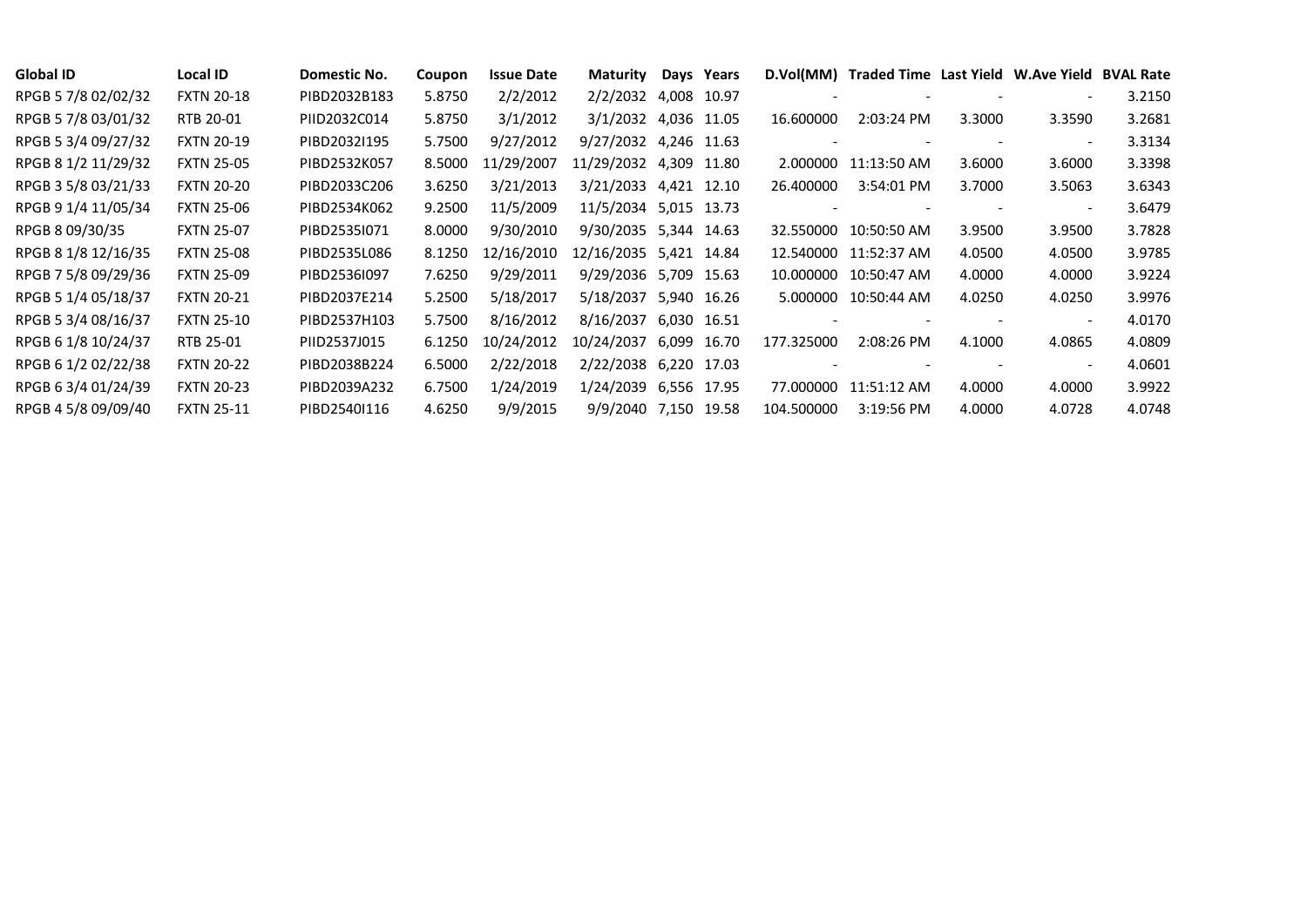| Global ID | Local ID | Domestic No. | Coupon | Issue Date | Maturity | Days | Years | D.Vol(MM) | Traded Time | Last Yield | W.Ave Yield | BVAL Rate |
|---|---|---|---|---|---|---|---|---|---|---|---|---|
| RPGB 5 7/8 02/02/32 | FXTN 20-18 | PIBD2032B183 | 5.8750 | 2/2/2012 | 2/2/2032 | 4,008 | 10.97 | - | - | - | - | 3.2150 |
| RPGB 5 7/8 03/01/32 | RTB 20-01 | PIID2032C014 | 5.8750 | 3/1/2012 | 3/1/2032 | 4,036 | 11.05 | 16.600000 | 2:03:24 PM | 3.3000 | 3.3590 | 3.2681 |
| RPGB 5 3/4 09/27/32 | FXTN 20-19 | PIBD2032I195 | 5.7500 | 9/27/2012 | 9/27/2032 | 4,246 | 11.63 | - | - | - | - | 3.3134 |
| RPGB 8 1/2 11/29/32 | FXTN 25-05 | PIBD2532K057 | 8.5000 | 11/29/2007 | 11/29/2032 | 4,309 | 11.80 | 2.000000 | 11:13:50 AM | 3.6000 | 3.6000 | 3.3398 |
| RPGB 3 5/8 03/21/33 | FXTN 20-20 | PIBD2033C206 | 3.6250 | 3/21/2013 | 3/21/2033 | 4,421 | 12.10 | 26.400000 | 3:54:01 PM | 3.7000 | 3.5063 | 3.6343 |
| RPGB 9 1/4 11/05/34 | FXTN 25-06 | PIBD2534K062 | 9.2500 | 11/5/2009 | 11/5/2034 | 5,015 | 13.73 | - | - | - | - | 3.6479 |
| RPGB 8 09/30/35 | FXTN 25-07 | PIBD2535I071 | 8.0000 | 9/30/2010 | 9/30/2035 | 5,344 | 14.63 | 32.550000 | 10:50:50 AM | 3.9500 | 3.9500 | 3.7828 |
| RPGB 8 1/8 12/16/35 | FXTN 25-08 | PIBD2535L086 | 8.1250 | 12/16/2010 | 12/16/2035 | 5,421 | 14.84 | 12.540000 | 11:52:37 AM | 4.0500 | 4.0500 | 3.9785 |
| RPGB 7 5/8 09/29/36 | FXTN 25-09 | PIBD2536I097 | 7.6250 | 9/29/2011 | 9/29/2036 | 5,709 | 15.63 | 10.000000 | 10:50:47 AM | 4.0000 | 4.0000 | 3.9224 |
| RPGB 5 1/4 05/18/37 | FXTN 20-21 | PIBD2037E214 | 5.2500 | 5/18/2017 | 5/18/2037 | 5,940 | 16.26 | 5.000000 | 10:50:44 AM | 4.0250 | 4.0250 | 3.9976 |
| RPGB 5 3/4 08/16/37 | FXTN 25-10 | PIBD2537H103 | 5.7500 | 8/16/2012 | 8/16/2037 | 6,030 | 16.51 | - | - | - | - | 4.0170 |
| RPGB 6 1/8 10/24/37 | RTB 25-01 | PIID2537J015 | 6.1250 | 10/24/2012 | 10/24/2037 | 6,099 | 16.70 | 177.325000 | 2:08:26 PM | 4.1000 | 4.0865 | 4.0809 |
| RPGB 6 1/2 02/22/38 | FXTN 20-22 | PIBD2038B224 | 6.5000 | 2/22/2018 | 2/22/2038 | 6,220 | 17.03 | - | - | - | - | 4.0601 |
| RPGB 6 3/4 01/24/39 | FXTN 20-23 | PIBD2039A232 | 6.7500 | 1/24/2019 | 1/24/2039 | 6,556 | 17.95 | 77.000000 | 11:51:12 AM | 4.0000 | 4.0000 | 3.9922 |
| RPGB 4 5/8 09/09/40 | FXTN 25-11 | PIBD2540I116 | 4.6250 | 9/9/2015 | 9/9/2040 | 7,150 | 19.58 | 104.500000 | 3:19:56 PM | 4.0000 | 4.0728 | 4.0748 |